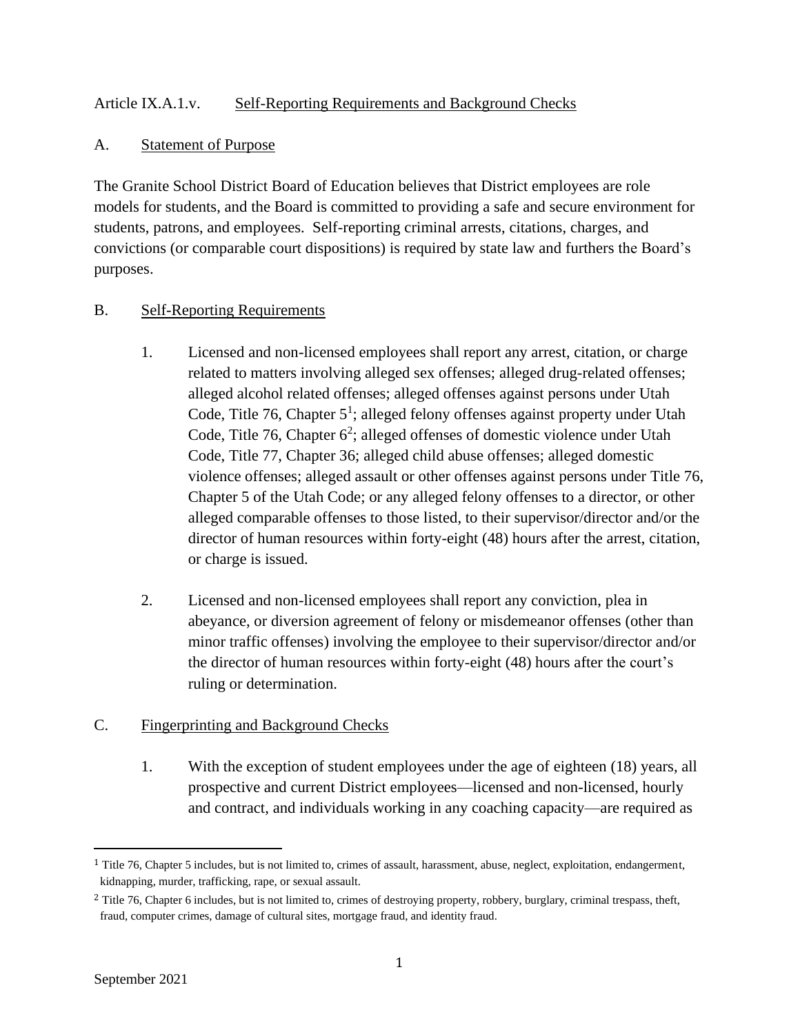Article IX.A.1.v. Self-Reporting Requirements and Background Checks

## A. Statement of Purpose

The Granite School District Board of Education believes that District employees are role models for students, and the Board is committed to providing a safe and secure environment for students, patrons, and employees. Self-reporting criminal arrests, citations, charges, and convictions (or comparable court dispositions) is required by state law and furthers the Board's purposes.

## B. Self-Reporting Requirements

1. Licensed and non-licensed employees shall report any arrest, citation, or charge related to matters involving alleged sex offenses; alleged drug-related offenses; alleged alcohol related offenses; alleged offenses against persons under Utah Code, Title 76, Chapter 5[1]; alleged felony offenses against property under Utah Code, Title 76, Chapter 6[2]; alleged offenses of domestic violence under Utah Code, Title 77, Chapter 36; alleged child abuse offenses; alleged domestic violence offenses; alleged assault or other offenses against persons under Title 76, Chapter 5 of the Utah Code; or any alleged felony offenses to a director, or other alleged comparable offenses to those listed, to their supervisor/director and/or the director of human resources within forty-eight (48) hours after the arrest, citation, or charge is issued.

2. Licensed and non-licensed employees shall report any conviction, plea in abeyance, or diversion agreement of felony or misdemeanor offenses (other than minor traffic offenses) involving the employee to their supervisor/director and/or the director of human resources within forty-eight (48) hours after the court's ruling or determination.

## C. Fingerprinting and Background Checks

1. With the exception of student employees under the age of eighteen (18) years, all prospective and current District employees—licensed and non-licensed, hourly and contract, and individuals working in any coaching capacity—are required as

---

[1] Title 76, Chapter 5 includes, but is not limited to, crimes of assault, harassment, abuse, neglect, exploitation, endangerment, kidnapping, murder, trafficking, rape, or sexual assault.

[2] Title 76, Chapter 6 includes, but is not limited to, crimes of destroying property, robbery, burglary, criminal trespass, theft, fraud, computer crimes, damage of cultural sites, mortgage fraud, and identity fraud.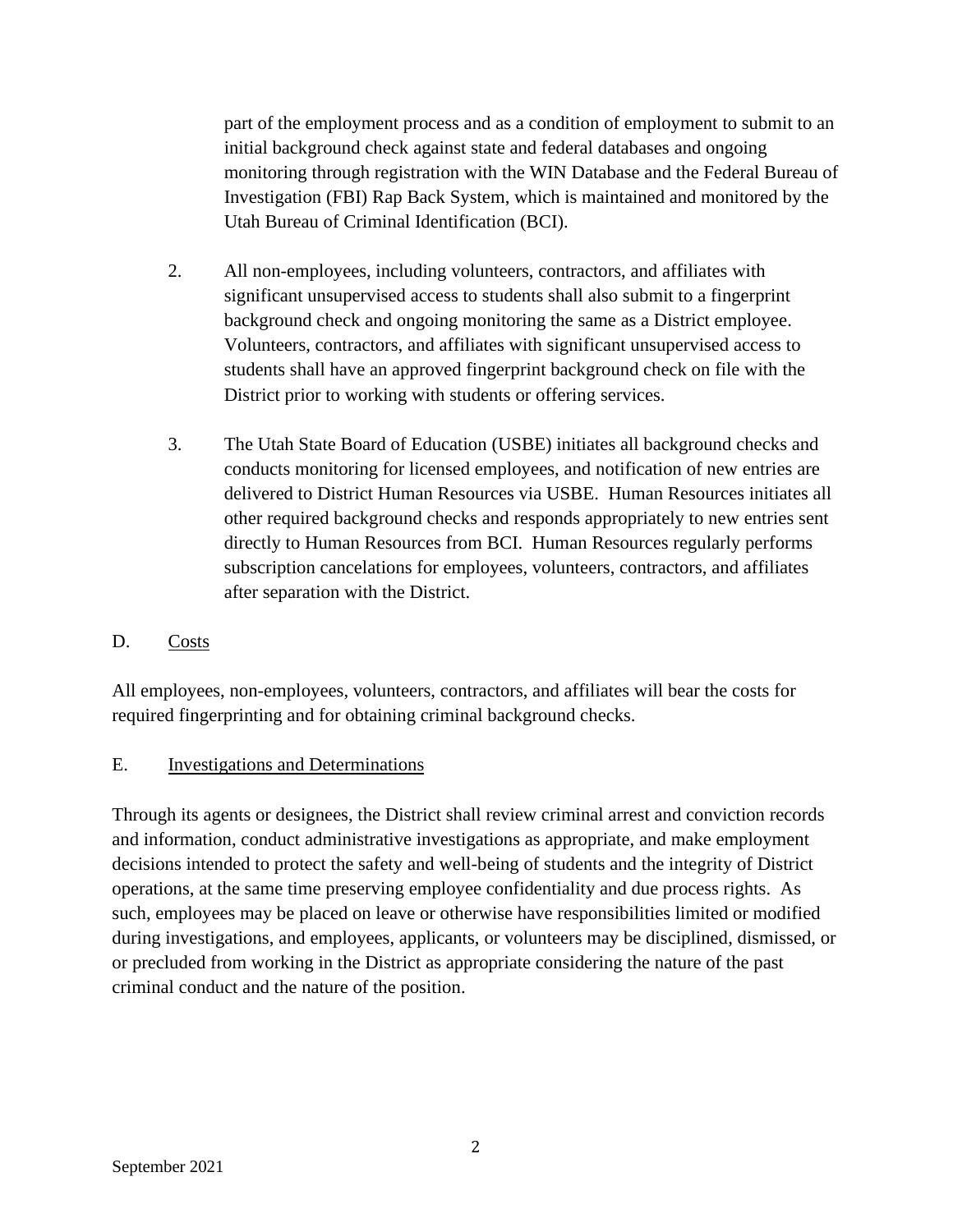part of the employment process and as a condition of employment to submit to an initial background check against state and federal databases and ongoing monitoring through registration with the WIN Database and the Federal Bureau of Investigation (FBI) Rap Back System, which is maintained and monitored by the Utah Bureau of Criminal Identification (BCI).

2. All non-employees, including volunteers, contractors, and affiliates with significant unsupervised access to students shall also submit to a fingerprint background check and ongoing monitoring the same as a District employee. Volunteers, contractors, and affiliates with significant unsupervised access to students shall have an approved fingerprint background check on file with the District prior to working with students or offering services.

3. The Utah State Board of Education (USBE) initiates all background checks and conducts monitoring for licensed employees, and notification of new entries are delivered to District Human Resources via USBE. Human Resources initiates all other required background checks and responds appropriately to new entries sent directly to Human Resources from BCI. Human Resources regularly performs subscription cancelations for employees, volunteers, contractors, and affiliates after separation with the District.

D. Costs

All employees, non-employees, volunteers, contractors, and affiliates will bear the costs for required fingerprinting and for obtaining criminal background checks.

E. Investigations and Determinations

Through its agents or designees, the District shall review criminal arrest and conviction records and information, conduct administrative investigations as appropriate, and make employment decisions intended to protect the safety and well-being of students and the integrity of District operations, at the same time preserving employee confidentiality and due process rights. As such, employees may be placed on leave or otherwise have responsibilities limited or modified during investigations, and employees, applicants, or volunteers may be disciplined, dismissed, or or precluded from working in the District as appropriate considering the nature of the past criminal conduct and the nature of the position.

September 2021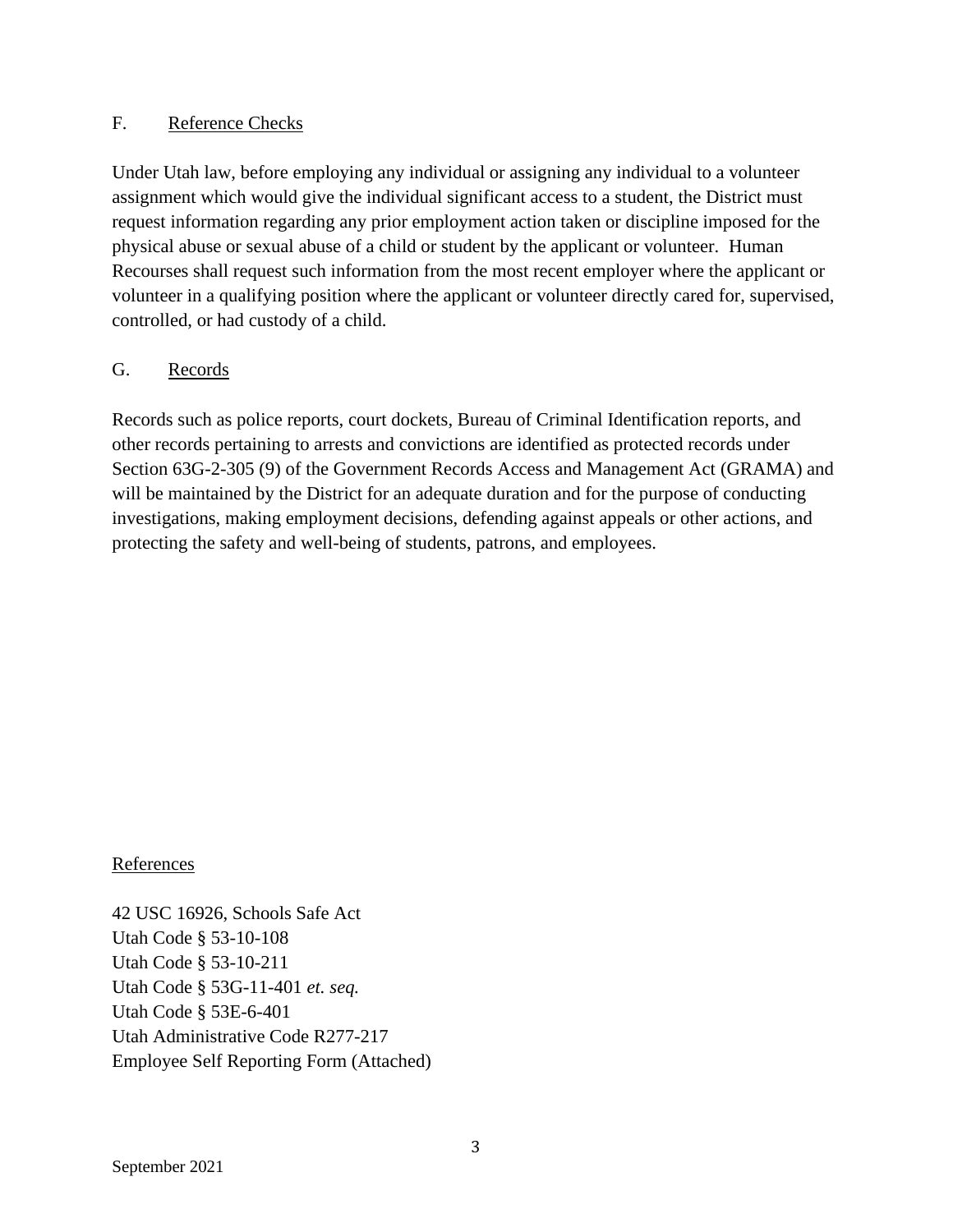## F. Reference Checks

Under Utah law, before employing any individual or assigning any individual to a volunteer assignment which would give the individual significant access to a student, the District must request information regarding any prior employment action taken or discipline imposed for the physical abuse or sexual abuse of a child or student by the applicant or volunteer. Human Recourses shall request such information from the most recent employer where the applicant or volunteer in a qualifying position where the applicant or volunteer directly cared for, supervised, controlled, or had custody of a child.

## G. Records

Records such as police reports, court dockets, Bureau of Criminal Identification reports, and other records pertaining to arrests and convictions are identified as protected records under Section 63G-2-305 (9) of the Government Records Access and Management Act (GRAMA) and will be maintained by the District for an adequate duration and for the purpose of conducting investigations, making employment decisions, defending against appeals or other actions, and protecting the safety and well-being of students, patrons, and employees.

References

42 USC 16926, Schools Safe Act
Utah Code § 53-10-108
Utah Code § 53-10-211
Utah Code § 53G-11-401 *et. seq.*
Utah Code § 53E-6-401
Utah Administrative Code R277-217
Employee Self Reporting Form (Attached)

September 2021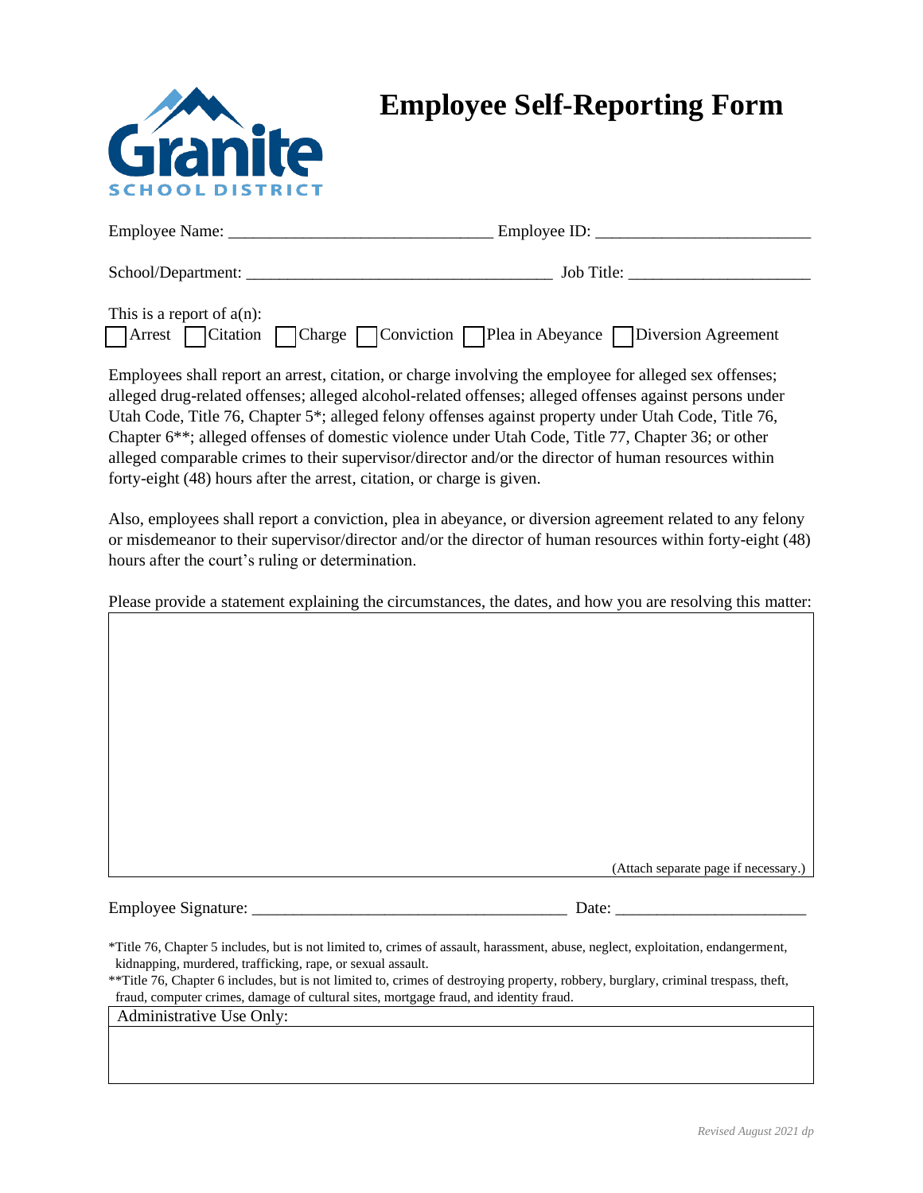Granite

SCHOOL DISTRICT

# Employee Self-Reporting Form

Employee Name: ______________________________ Employee ID: ________________________

School/Department: ___________________________________ Job Title: ____________________

This is a report of a(n):

☐ Arrest ☐ Citation ☐ Charge ☐ Conviction ☐ Plea in Abeyance ☐ Diversion Agreement

Employees shall report an arrest, citation, or charge involving the employee for alleged sex offenses; alleged drug-related offenses; alleged alcohol-related offenses; alleged offenses against persons under Utah Code, Title 76, Chapter 5*; alleged felony offenses against property under Utah Code, Title 76, Chapter 6**; alleged offenses of domestic violence under Utah Code, Title 77, Chapter 36; or other alleged comparable crimes to their supervisor/director and/or the director of human resources within forty-eight (48) hours after the arrest, citation, or charge is given.

Also, employees shall report a conviction, plea in abeyance, or diversion agreement related to any felony or misdemeanor to their supervisor/director and/or the director of human resources within forty-eight (48) hours after the court's ruling or determination.

Please provide a statement explaining the circumstances, the dates, and how you are resolving this matter:

(Attach separate page if necessary.)

Employee Signature: ____________________________________ Date: ______________________

*Title 76, Chapter 5 includes, but is not limited to, crimes of assault, harassment, abuse, neglect, exploitation, endangerment, kidnapping, murdered, trafficking, rape, or sexual assault.

**Title 76, Chapter 6 includes, but is not limited to, crimes of destroying property, robbery, burglary, criminal trespass, theft, fraud, computer crimes, damage of cultural sites, mortgage fraud, and identity fraud.

Administrative Use Only:

*Revised August 2021 dp*